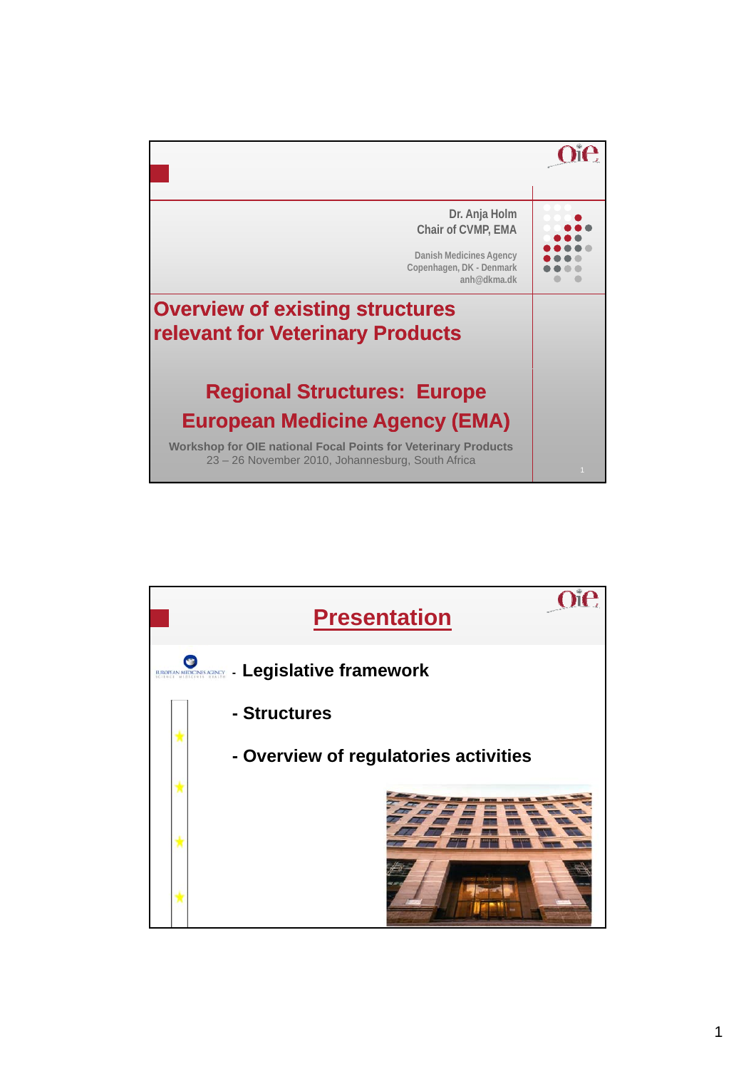Dr. Anja Holm
Chair of CVMP, EMA

Danish Medicines Agency
Copenhagen, DK - Denmark
anh@dkma.dk

# Overview of existing structures relevant for Veterinary Products

## Regional Structures: Europe
## European Medicine Agency (EMA)

**Workshop for OIE national Focal Points for Veterinary Products**
23 – 26 November 2010, Johannesburg, South Africa

---

## Presentation

- **Legislative framework**
- **Structures**
- **Overview of regulatories activities**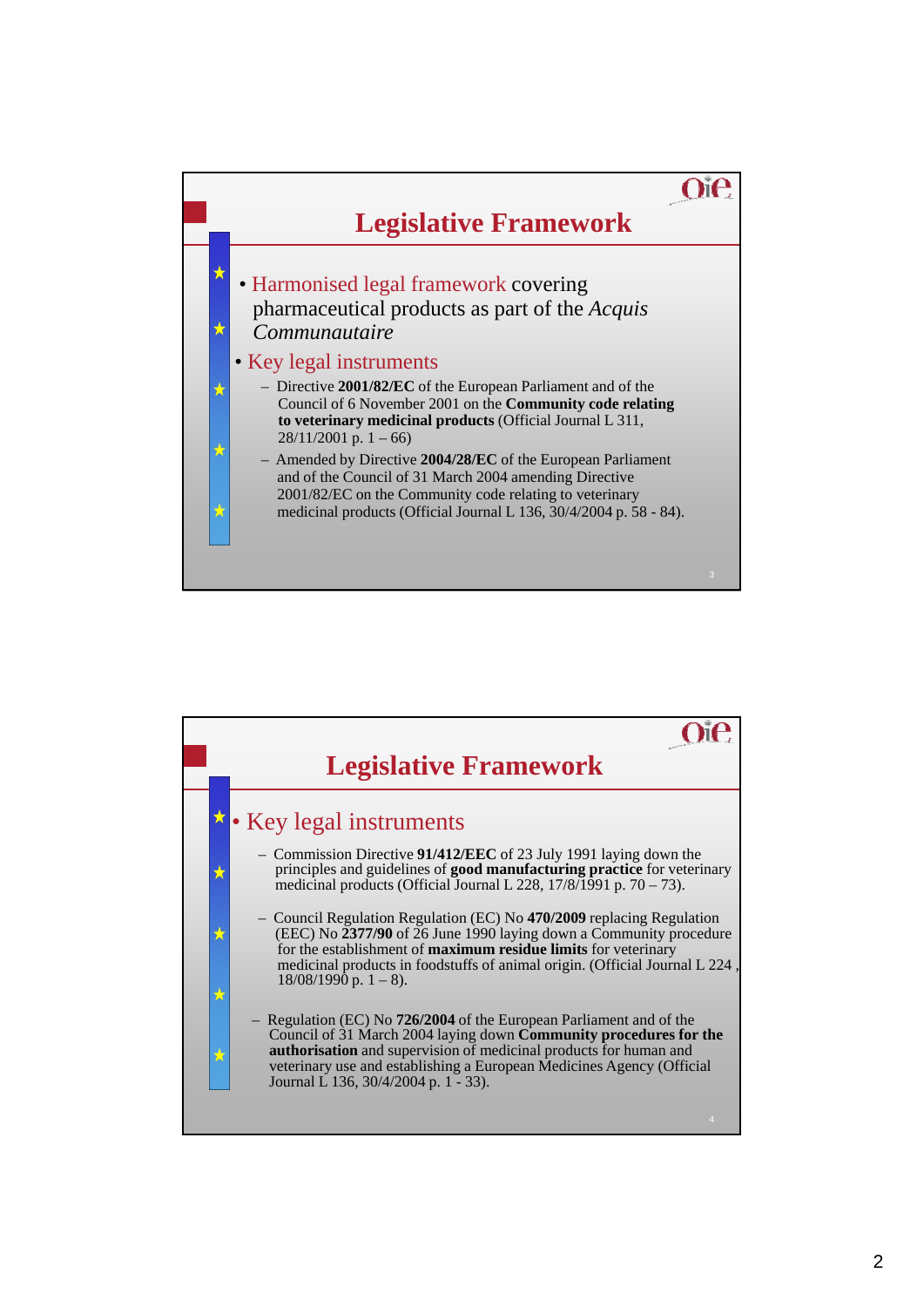## Legislative Framework

- Harmonised legal framework covering pharmaceutical products as part of the *Acquis Communautaire*
- Key legal instruments
  - Directive **2001/82/EC** of the European Parliament and of the Council of 6 November 2001 on the **Community code relating to veterinary medicinal products** (Official Journal L 311, 28/11/2001 p. 1 – 66)
  - Amended by Directive **2004/28/EC** of the European Parliament and of the Council of 31 March 2004 amending Directive 2001/82/EC on the Community code relating to veterinary medicinal products (Official Journal L 136, 30/4/2004 p. 58 - 84).

## Legislative Framework

- Key legal instruments
  - Commission Directive **91/412/EEC** of 23 July 1991 laying down the principles and guidelines of **good manufacturing practice** for veterinary medicinal products (Official Journal L 228, 17/8/1991 p. 70 – 73).
  - Council Regulation Regulation (EC) No **470/2009** replacing Regulation (EEC) No **2377/90** of 26 June 1990 laying down a Community procedure for the establishment of **maximum residue limits** for veterinary medicinal products in foodstuffs of animal origin. (Official Journal L 224 , 18/08/1990 p. 1 – 8).
  - Regulation (EC) No **726/2004** of the European Parliament and of the Council of 31 March 2004 laying down **Community procedures for the authorisation** and supervision of medicinal products for human and veterinary use and establishing a European Medicines Agency (Official Journal L 136, 30/4/2004 p. 1 - 33).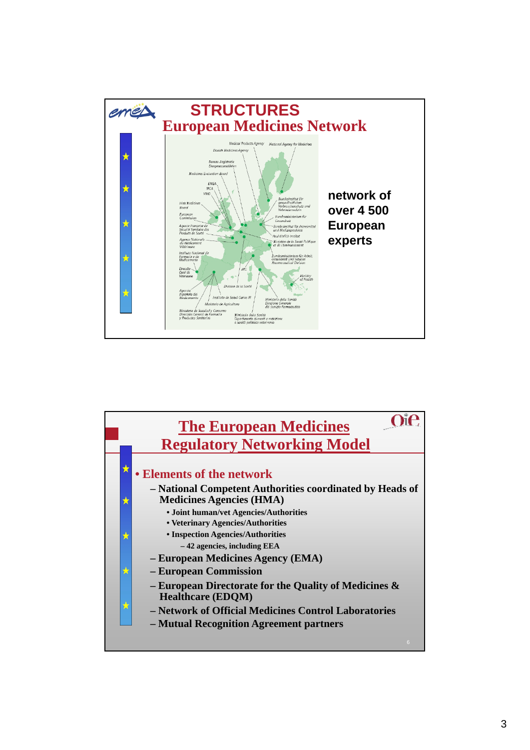# STRUCTURES

## European Medicines Network

network of over 4 500 European experts

# The European Medicines Regulatory Networking Model

- **Elements of the network**
  - **National Competent Authorities coordinated by Heads of Medicines Agencies (HMA)**
    - **Joint human/vet Agencies/Authorities**
    - **Veterinary Agencies/Authorities**
    - **Inspection Agencies/Authorities**
      - **42 agencies, including EEA**
  - **European Medicines Agency (EMA)**
  - **European Commission**
  - **European Directorate for the Quality of Medicines & Healthcare (EDQM)**
  - **Network of Official Medicines Control Laboratories**
  - **Mutual Recognition Agreement partners**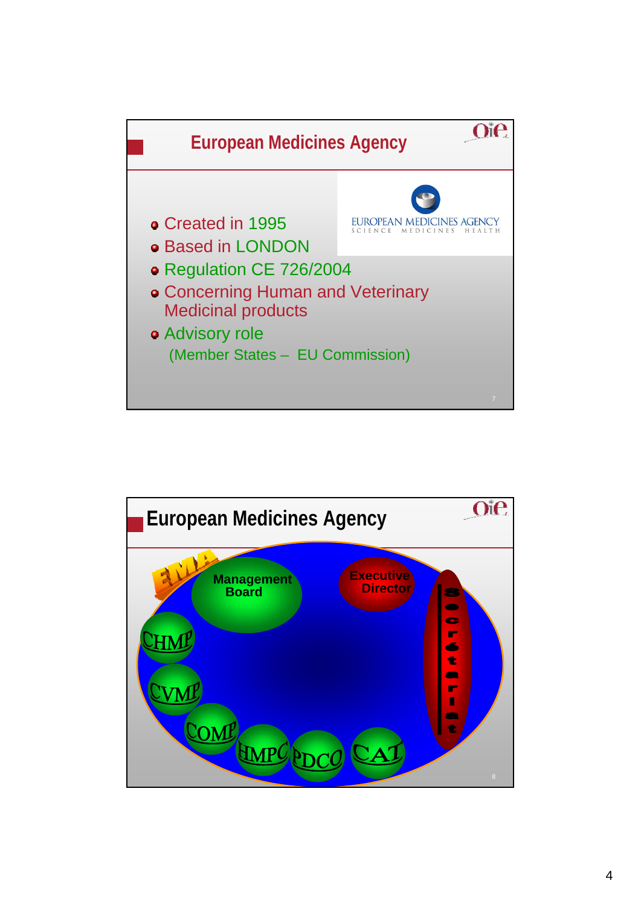## European Medicines Agency

EUROPEAN MEDICINES AGENCY
SCIENCE MEDICINES HEALTH

- Created in 1995
- Based in LONDON
- Regulation CE 726/2004
- Concerning Human and Veterinary Medicinal products
- Advisory role
  (Member States – EU Commission)

## European Medicines Agency

EMA

Management Board

Executive Director

Secrétariat

CHMP

CVMP

COMP

HMPC

PDCO

CAT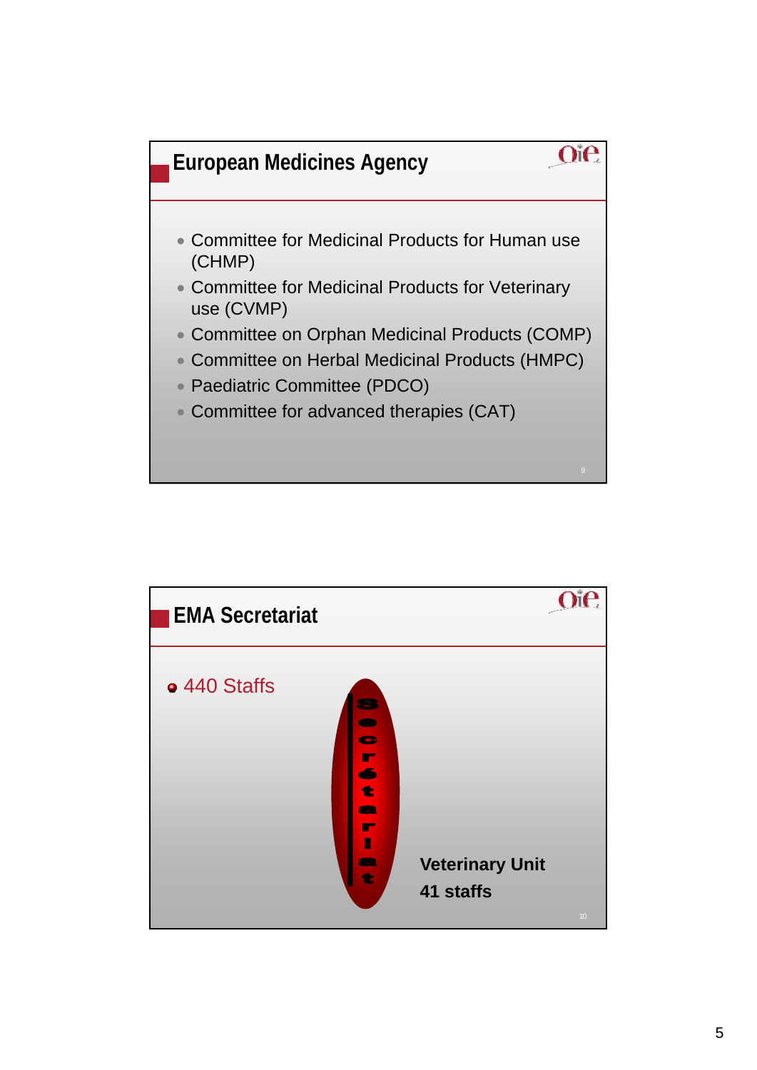## European Medicines Agency

- Committee for Medicinal Products for Human use (CHMP)
- Committee for Medicinal Products for Veterinary use (CVMP)
- Committee on Orphan Medicinal Products (COMP)
- Committee on Herbal Medicinal Products (HMPC)
- Paediatric Committee (PDCO)
- Committee for advanced therapies (CAT)

## EMA Secretariat

- 440 Staffs

Secrétariat

**Veterinary Unit**

**41 staffs**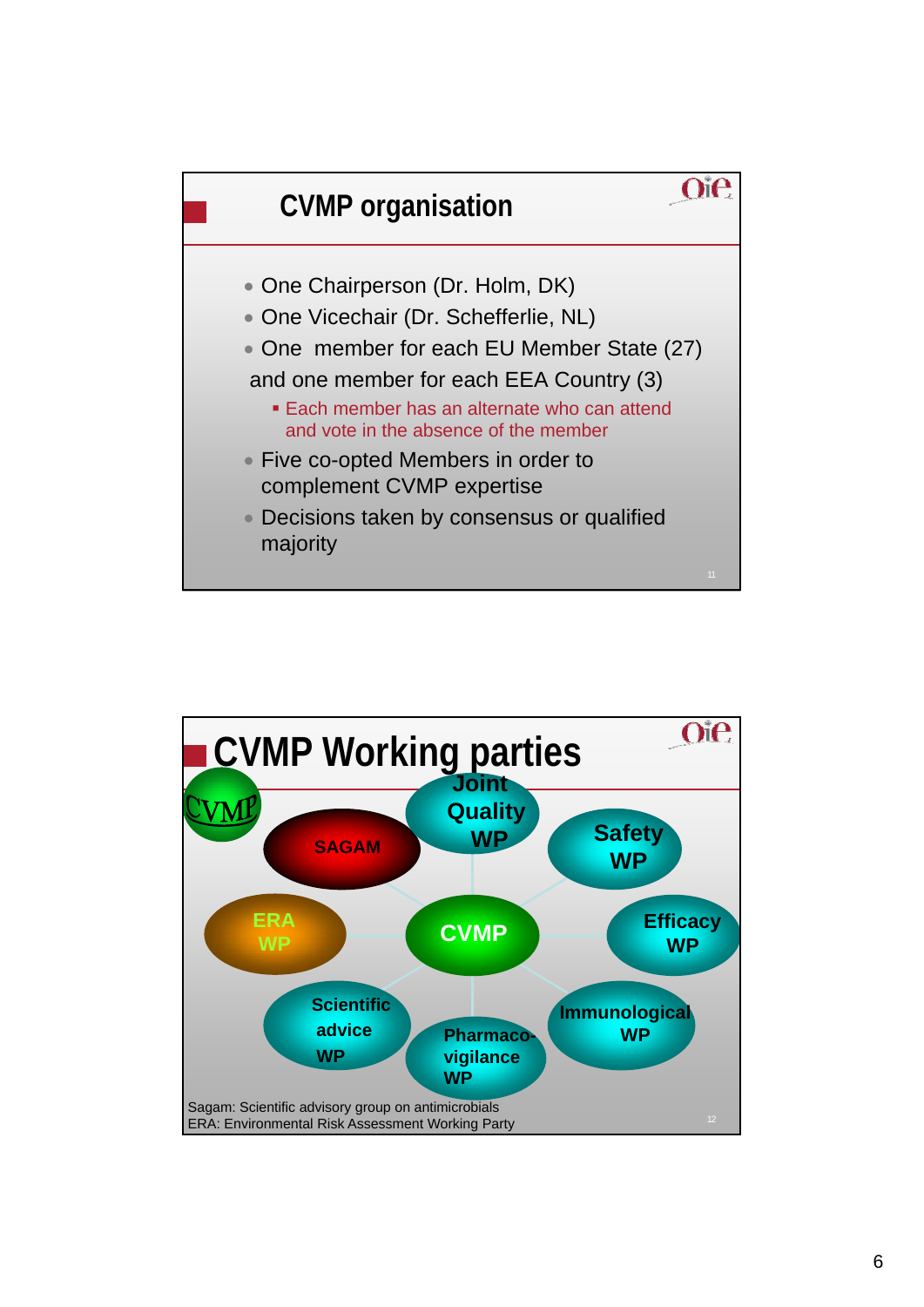## CVMP organisation

- One Chairperson (Dr. Holm, DK)
- One Vicechair (Dr. Schefferlie, NL)
- One member for each EU Member State (27) and one member for each EEA Country (3)
  - Each member has an alternate who can attend and vote in the absence of the member
- Five co-opted Members in order to complement CVMP expertise
- Decisions taken by consensus or qualified majority

## CVMP Working parties

CVMP

- SAGAM
- Joint Quality WP
- Safety WP
- ERA WP
- Efficacy WP
- Scientific advice WP
- Pharmacovigilance WP
- Immunological WP

Sagam: Scientific advisory group on antimicrobials
ERA: Environmental Risk Assessment Working Party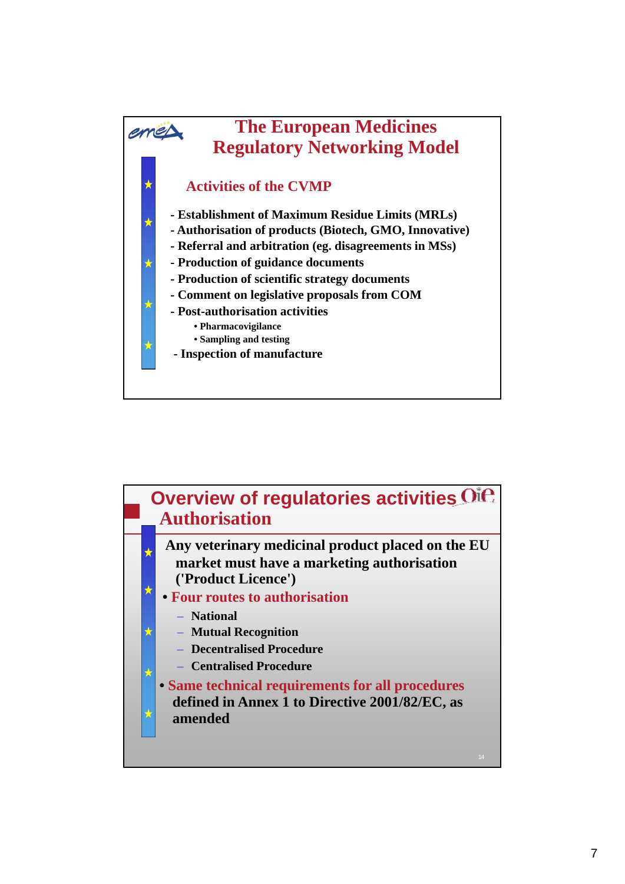# The European Medicines Regulatory Networking Model

## Activities of the CVMP

- Establishment of Maximum Residue Limits (MRLs)
- Authorisation of products (Biotech, GMO, Innovative)
- Referral and arbitration (eg. disagreements in MSs)
- Production of guidance documents
- Production of scientific strategy documents
- Comment on legislative proposals from COM
- Post-authorisation activities
  - Pharmacovigilance
  - Sampling and testing
- Inspection of manufacture

# Overview of regulatories activities Authorisation

Any veterinary medicinal product placed on the EU market must have a marketing authorisation ('Product Licence')

- **Four routes to authorisation**
  - National
  - Mutual Recognition
  - Decentralised Procedure
  - Centralised Procedure
- **Same technical requirements for all procedures** defined in Annex 1 to Directive 2001/82/EC, as amended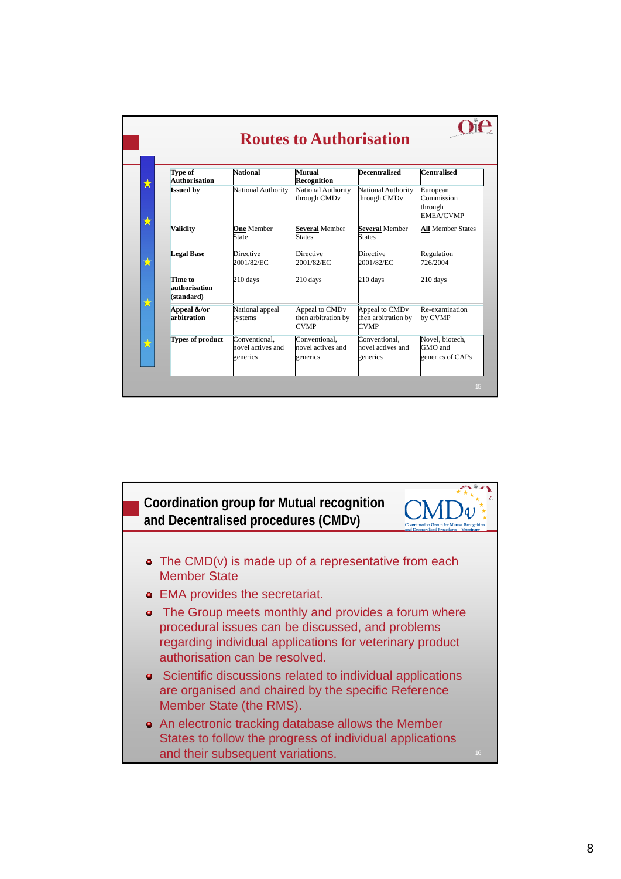## Routes to Authorisation

| Type of Authorisation | National | Mutual Recognition | Decentralised | Centralised |
|---|---|---|---|---|
| **Issued by** | National Authority | National Authority through CMDv | National Authority through CMDv | European Commission through EMEA/CVMP |
| **Validity** | **One** Member State | **Several** Member States | **Several** Member States | **All** Member States |
| **Legal Base** | Directive 2001/82/EC | Directive 2001/82/EC | Directive 2001/82/EC | Regulation 726/2004 |
| **Time to authorisation (standard)** | 210 days | 210 days | 210 days | 210 days |
| **Appeal &/or arbitration** | National appeal systems | Appeal to CMDv then arbitration by CVMP | Appeal to CMDv then arbitration by CVMP | Re-examination by CVMP |
| **Types of product** | Conventional, novel actives and generics | Conventional, novel actives and generics | Conventional, novel actives and generics | Novel, biotech, GMO and generics of CAPs |

## Coordination group for Mutual recognition and Decentralised procedures (CMDv)

- The CMD(v) is made up of a representative from each Member State
- EMA provides the secretariat.
- The Group meets monthly and provides a forum where procedural issues can be discussed, and problems regarding individual applications for veterinary product authorisation can be resolved.
- Scientific discussions related to individual applications are organised and chaired by the specific Reference Member State (the RMS).
- An electronic tracking database allows the Member States to follow the progress of individual applications and their subsequent variations.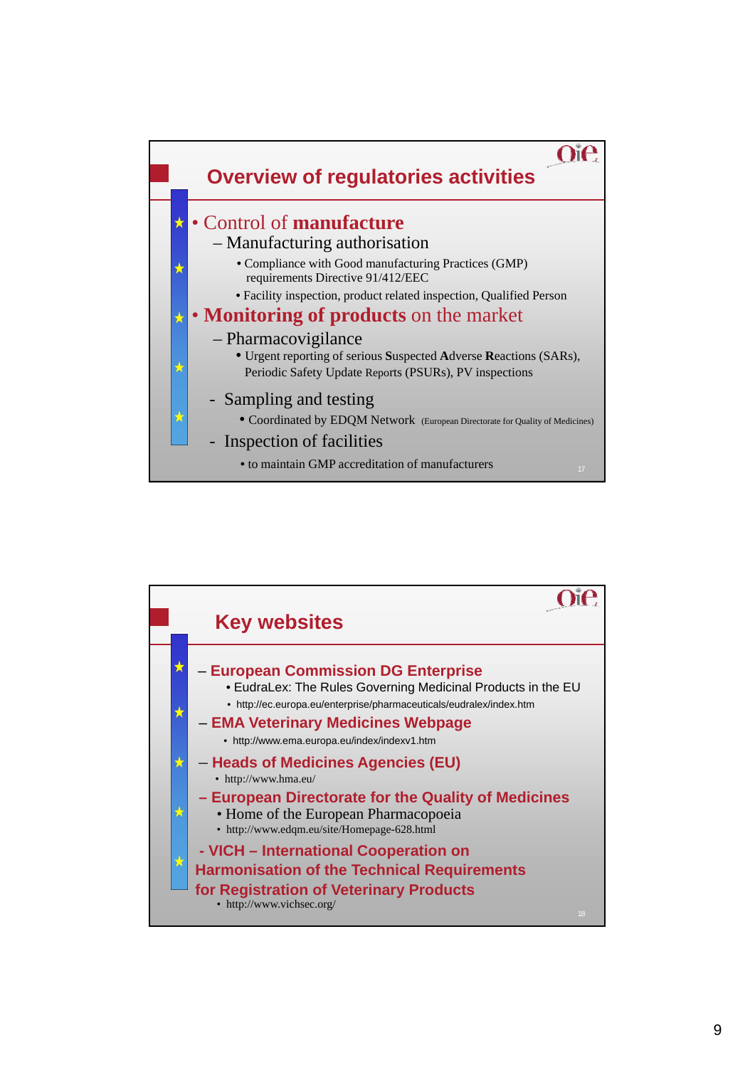## Overview of regulatories activities

- Control of **manufacture**
  - Manufacturing authorisation
    - Compliance with Good manufacturing Practices (GMP) requirements Directive 91/412/EEC
    - Facility inspection, product related inspection, Qualified Person
- **Monitoring of products** on the market
  - Pharmacovigilance
    - Urgent reporting of serious **S**uspected **A**dverse **R**eactions (SARs), Periodic Safety Update Reports (PSURs), PV inspections
  - Sampling and testing
    - Coordinated by EDQM Network (European Directorate for Quality of Medicines)
  - Inspection of facilities
    - to maintain GMP accreditation of manufacturers

## Key websites

- **European Commission DG Enterprise**
  - EudraLex: The Rules Governing Medicinal Products in the EU
  - http://ec.europa.eu/enterprise/pharmaceuticals/eudralex/index.htm
- **EMA Veterinary Medicines Webpage**
  - http://www.ema.europa.eu/index/indexv1.htm
- **Heads of Medicines Agencies (EU)**
  - http://www.hma.eu/
- **European Directorate for the Quality of Medicines**
  - Home of the European Pharmacopoeia
  - http://www.edqm.eu/site/Homepage-628.html
- **VICH – International Cooperation on Harmonisation of the Technical Requirements for Registration of Veterinary Products**
  - http://www.vichsec.org/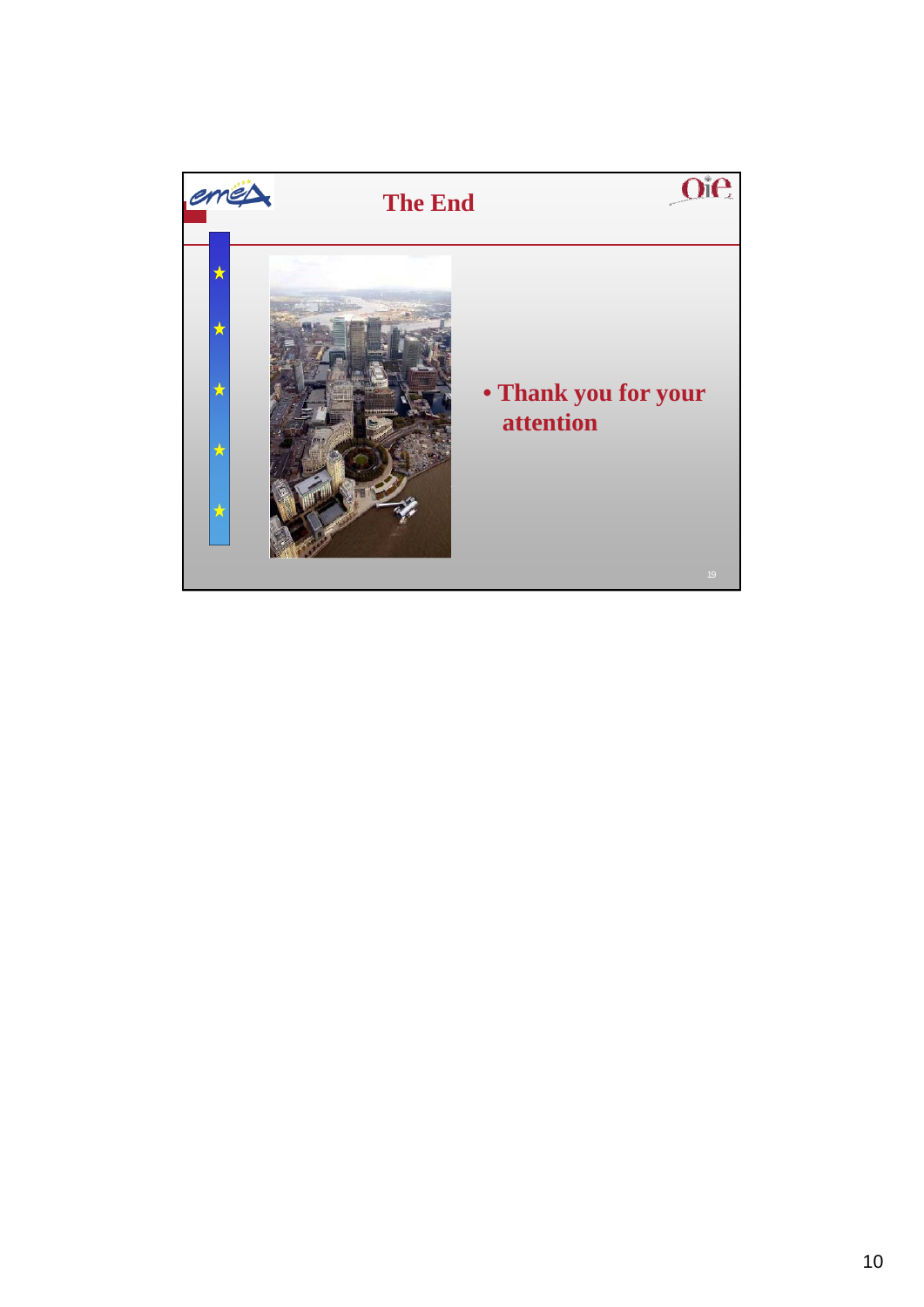## The End

- Thank you for your attention